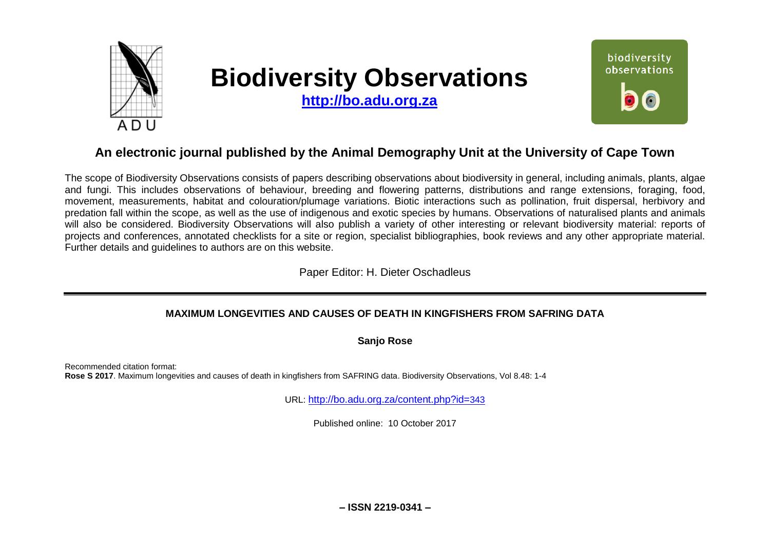# Biodiversity Observations

**http://bo.adu.org.za**

## An electronic journal published by the Animal Demography Unit at the University of Cape Town

The scope of Biodiversity Observations consists of papers describing observations about biodiversity in general, including animals, plants, algae and fungi. This includes observations of behaviour, breeding and flowering patterns, distributions and range extensions, foraging, food, movement, measurements, habitat and colouration/plumage variations. Biotic interactions such as pollination, fruit dispersal, herbivory and predation fall within the scope, as well as the use of indigenous and exotic species by humans. Observations of naturalised plants and animals will also be considered. Biodiversity Observations will also publish a variety of other interesting or relevant biodiversity material: reports of projects and conferences, annotated checklists for a site or region, specialist bibliographies, book reviews and any other appropriate material. Further details and guidelines to authors are on this website.

Paper Editor: H. Dieter Oschadleus

---

### MAXIMUM LONGEVITIES AND CAUSES OF DEATH IN KINGFISHERS FROM SAFRING DATA

**Sanjo Rose**

Recommended citation format:
**Rose S 2017**. Maximum longevities and causes of death in kingfishers from SAFRING data. Biodiversity Observations, Vol 8.48: 1-4

URL: http://bo.adu.org.za/content.php?id=343

Published online: 10 October 2017

**– ISSN 2219-0341 –**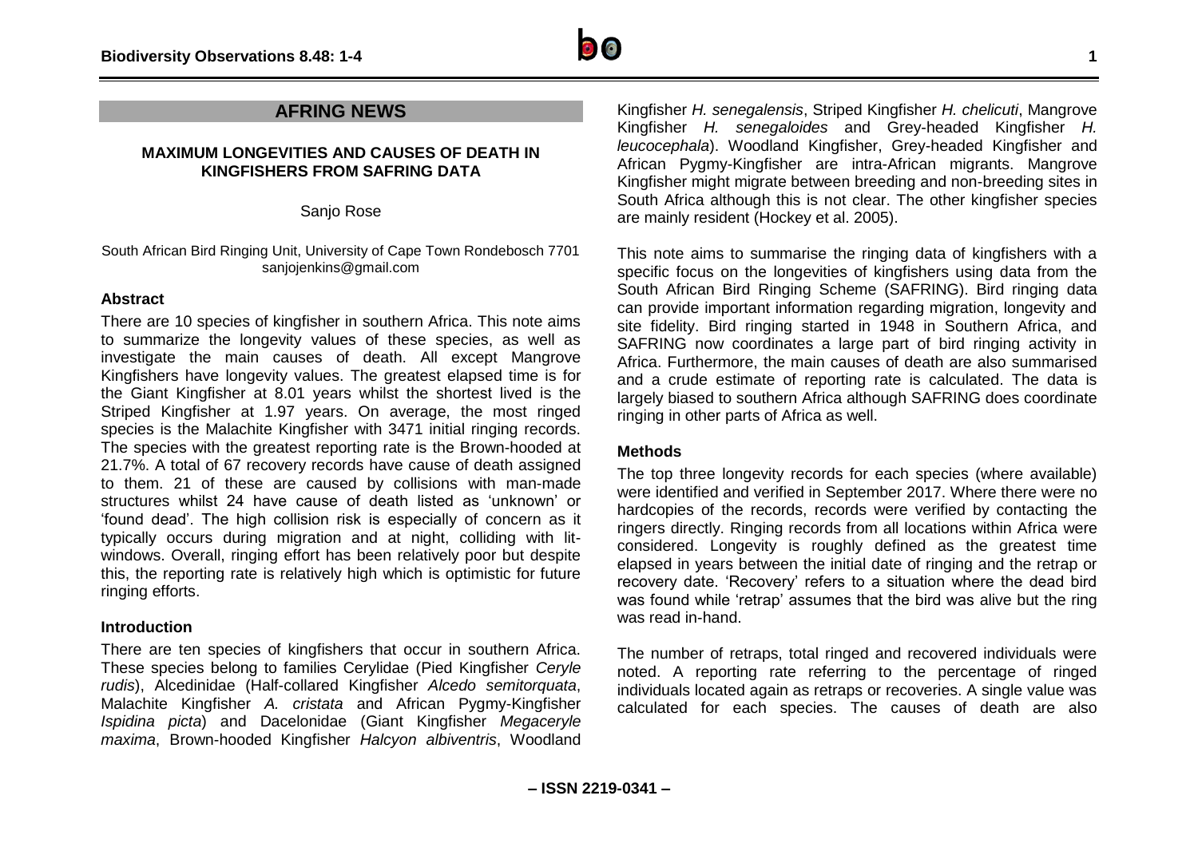## AFRING NEWS

### MAXIMUM LONGEVITIES AND CAUSES OF DEATH IN KINGFISHERS FROM SAFRING DATA

Sanjo Rose

South African Bird Ringing Unit, University of Cape Town Rondebosch 7701
sanjojenkins@gmail.com

### Abstract

There are 10 species of kingfisher in southern Africa. This note aims to summarize the longevity values of these species, as well as investigate the main causes of death. All except Mangrove Kingfishers have longevity values. The greatest elapsed time is for the Giant Kingfisher at 8.01 years whilst the shortest lived is the Striped Kingfisher at 1.97 years. On average, the most ringed species is the Malachite Kingfisher with 3471 initial ringing records. The species with the greatest reporting rate is the Brown-hooded at 21.7%. A total of 67 recovery records have cause of death assigned to them. 21 of these are caused by collisions with man-made structures whilst 24 have cause of death listed as 'unknown' or 'found dead'. The high collision risk is especially of concern as it typically occurs during migration and at night, colliding with lit-windows. Overall, ringing effort has been relatively poor but despite this, the reporting rate is relatively high which is optimistic for future ringing efforts.

### Introduction

There are ten species of kingfishers that occur in southern Africa. These species belong to families Cerylidae (Pied Kingfisher *Ceryle rudis*), Alcedinidae (Half-collared Kingfisher *Alcedo semitorquata*, Malachite Kingfisher *A. cristata* and African Pygmy-Kingfisher *Ispidina picta*) and Dacelonidae (Giant Kingfisher *Megaceryle maxima*, Brown-hooded Kingfisher *Halcyon albiventris*, Woodland Kingfisher *H. senegalensis*, Striped Kingfisher *H. chelicuti*, Mangrove Kingfisher *H. senegaloides* and Grey-headed Kingfisher *H. leucocephala*). Woodland Kingfisher, Grey-headed Kingfisher and African Pygmy-Kingfisher are intra-African migrants. Mangrove Kingfisher might migrate between breeding and non-breeding sites in South Africa although this is not clear. The other kingfisher species are mainly resident (Hockey et al. 2005).

This note aims to summarise the ringing data of kingfishers with a specific focus on the longevities of kingfishers using data from the South African Bird Ringing Scheme (SAFRING). Bird ringing data can provide important information regarding migration, longevity and site fidelity. Bird ringing started in 1948 in Southern Africa, and SAFRING now coordinates a large part of bird ringing activity in Africa. Furthermore, the main causes of death are also summarised and a crude estimate of reporting rate is calculated. The data is largely biased to southern Africa although SAFRING does coordinate ringing in other parts of Africa as well.

### Methods

The top three longevity records for each species (where available) were identified and verified in September 2017. Where there were no hardcopies of the records, records were verified by contacting the ringers directly. Ringing records from all locations within Africa were considered. Longevity is roughly defined as the greatest time elapsed in years between the initial date of ringing and the retrap or recovery date. 'Recovery' refers to a situation where the dead bird was found while 'retrap' assumes that the bird was alive but the ring was read in-hand.

The number of retraps, total ringed and recovered individuals were noted. A reporting rate referring to the percentage of ringed individuals located again as retraps or recoveries. A single value was calculated for each species. The causes of death are also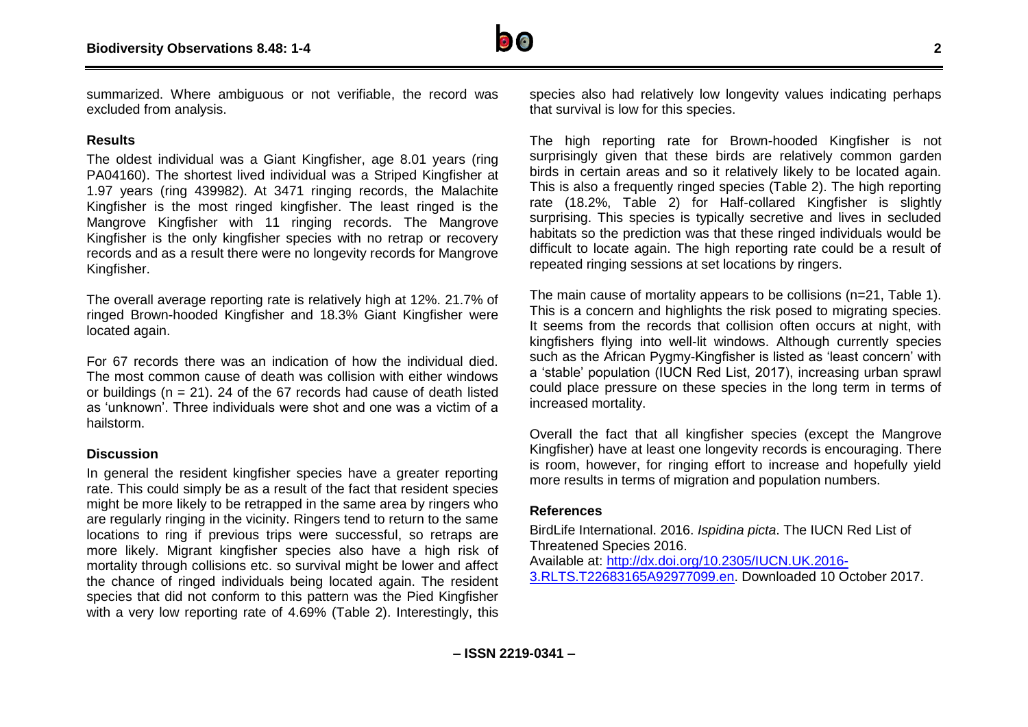summarized. Where ambiguous or not verifiable, the record was excluded from analysis.

### Results

The oldest individual was a Giant Kingfisher, age 8.01 years (ring PA04160). The shortest lived individual was a Striped Kingfisher at 1.97 years (ring 439982). At 3471 ringing records, the Malachite Kingfisher is the most ringed kingfisher. The least ringed is the Mangrove Kingfisher with 11 ringing records. The Mangrove Kingfisher is the only kingfisher species with no retrap or recovery records and as a result there were no longevity records for Mangrove Kingfisher.

The overall average reporting rate is relatively high at 12%. 21.7% of ringed Brown-hooded Kingfisher and 18.3% Giant Kingfisher were located again.

For 67 records there was an indication of how the individual died. The most common cause of death was collision with either windows or buildings (n = 21). 24 of the 67 records had cause of death listed as 'unknown'. Three individuals were shot and one was a victim of a hailstorm.

### Discussion

In general the resident kingfisher species have a greater reporting rate. This could simply be as a result of the fact that resident species might be more likely to be retrapped in the same area by ringers who are regularly ringing in the vicinity. Ringers tend to return to the same locations to ring if previous trips were successful, so retraps are more likely. Migrant kingfisher species also have a high risk of mortality through collisions etc. so survival might be lower and affect the chance of ringed individuals being located again. The resident species that did not conform to this pattern was the Pied Kingfisher with a very low reporting rate of 4.69% (Table 2). Interestingly, this species also had relatively low longevity values indicating perhaps that survival is low for this species.

The high reporting rate for Brown-hooded Kingfisher is not surprisingly given that these birds are relatively common garden birds in certain areas and so it relatively likely to be located again. This is also a frequently ringed species (Table 2). The high reporting rate (18.2%, Table 2) for Half-collared Kingfisher is slightly surprising. This species is typically secretive and lives in secluded habitats so the prediction was that these ringed individuals would be difficult to locate again. The high reporting rate could be a result of repeated ringing sessions at set locations by ringers.

The main cause of mortality appears to be collisions (n=21, Table 1). This is a concern and highlights the risk posed to migrating species. It seems from the records that collision often occurs at night, with kingfishers flying into well-lit windows. Although currently species such as the African Pygmy-Kingfisher is listed as 'least concern' with a 'stable' population (IUCN Red List, 2017), increasing urban sprawl could place pressure on these species in the long term in terms of increased mortality.

Overall the fact that all kingfisher species (except the Mangrove Kingfisher) have at least one longevity records is encouraging. There is room, however, for ringing effort to increase and hopefully yield more results in terms of migration and population numbers.

### References

BirdLife International. 2016. *Ispidina picta*. The IUCN Red List of Threatened Species 2016.
Available at: http://dx.doi.org/10.2305/IUCN.UK.2016-3.RLTS.T22683165A92977099.en. Downloaded 10 October 2017.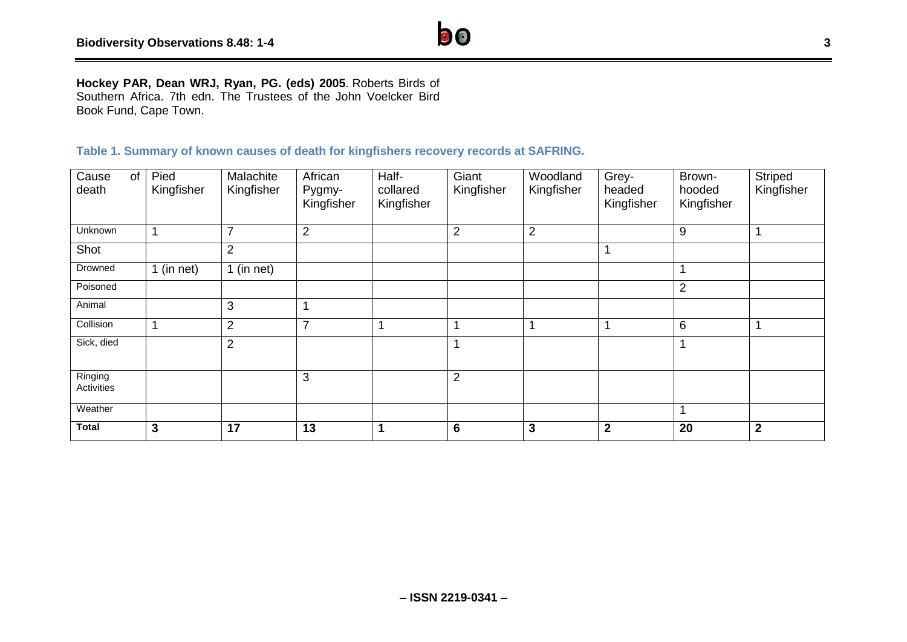**Hockey PAR, Dean WRJ, Ryan, PG. (eds) 2005**. Roberts Birds of Southern Africa. 7th edn. The Trustees of the John Voelcker Bird Book Fund, Cape Town.

**Table 1. Summary of known causes of death for kingfishers recovery records at SAFRING.**

| Cause of death | Pied Kingfisher | Malachite Kingfisher | African Pygmy-Kingfisher | Half-collared Kingfisher | Giant Kingfisher | Woodland Kingfisher | Grey-headed Kingfisher | Brown-hooded Kingfisher | Striped Kingfisher |
|---|---|---|---|---|---|---|---|---|---|
| Unknown | 1 | 7 | 2 | | 2 | 2 | | 9 | 1 |
| Shot | | 2 | | | | | 1 | | |
| Drowned | 1 (in net) | 1 (in net) | | | | | | 1 | |
| Poisoned | | | | | | | | 2 | |
| Animal | | 3 | 1 | | | | | | |
| Collision | 1 | 2 | 7 | 1 | 1 | 1 | 1 | 6 | 1 |
| Sick, died | | 2 | | | 1 | | | 1 | |
| Ringing Activities | | | 3 | | 2 | | | | |
| Weather | | | | | | | | 1 | |
| **Total** | **3** | **17** | **13** | **1** | **6** | **3** | **2** | **20** | **2** |

– ISSN 2219-0341 –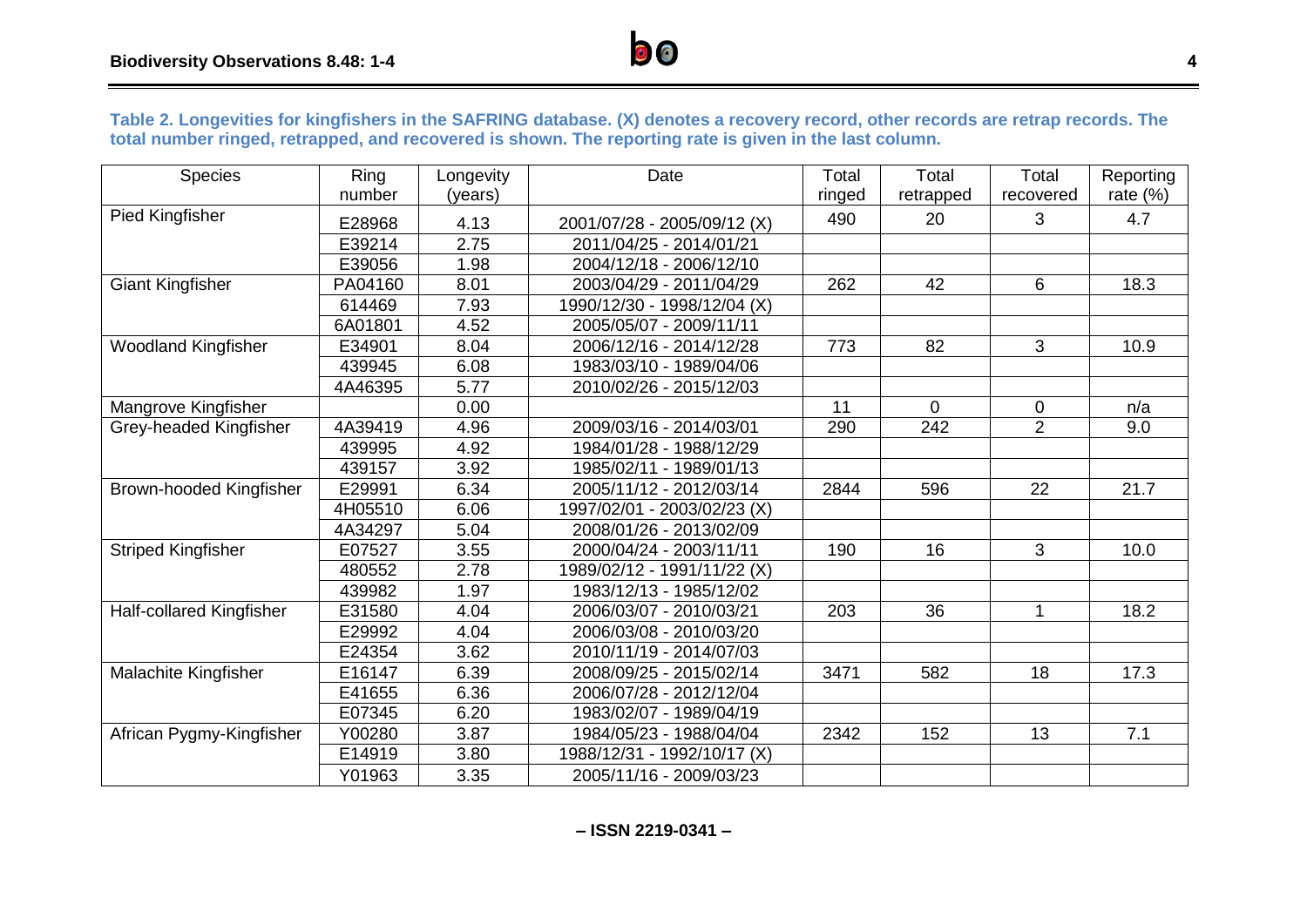**Table 2. Longevities for kingfishers in the SAFRING database. (X) denotes a recovery record, other records are retrap records. The total number ringed, retrapped, and recovered is shown. The reporting rate is given in the last column.**

| Species | Ring number | Longevity (years) | Date | Total ringed | Total retrapped | Total recovered | Reporting rate (%) |
|---|---|---|---|---|---|---|---|
| Pied Kingfisher | E28968 | 4.13 | 2001/07/28 - 2005/09/12 (X) | 490 | 20 | 3 | 4.7 |
| | E39214 | 2.75 | 2011/04/25 - 2014/01/21 | | | | |
| | E39056 | 1.98 | 2004/12/18 - 2006/12/10 | | | | |
| Giant Kingfisher | PA04160 | 8.01 | 2003/04/29 - 2011/04/29 | 262 | 42 | 6 | 18.3 |
| | 614469 | 7.93 | 1990/12/30 - 1998/12/04 (X) | | | | |
| | 6A01801 | 4.52 | 2005/05/07 - 2009/11/11 | | | | |
| Woodland Kingfisher | E34901 | 8.04 | 2006/12/16 - 2014/12/28 | 773 | 82 | 3 | 10.9 |
| | 439945 | 6.08 | 1983/03/10 - 1989/04/06 | | | | |
| | 4A46395 | 5.77 | 2010/02/26 - 2015/12/03 | | | | |
| Mangrove Kingfisher | | 0.00 | | 11 | 0 | 0 | n/a |
| Grey-headed Kingfisher | 4A39419 | 4.96 | 2009/03/16 - 2014/03/01 | 290 | 242 | 2 | 9.0 |
| | 439995 | 4.92 | 1984/01/28 - 1988/12/29 | | | | |
| | 439157 | 3.92 | 1985/02/11 - 1989/01/13 | | | | |
| Brown-hooded Kingfisher | E29991 | 6.34 | 2005/11/12 - 2012/03/14 | 2844 | 596 | 22 | 21.7 |
| | 4H05510 | 6.06 | 1997/02/01 - 2003/02/23 (X) | | | | |
| | 4A34297 | 5.04 | 2008/01/26 - 2013/02/09 | | | | |
| Striped Kingfisher | E07527 | 3.55 | 2000/04/24 - 2003/11/11 | 190 | 16 | 3 | 10.0 |
| | 480552 | 2.78 | 1989/02/12 - 1991/11/22 (X) | | | | |
| | 439982 | 1.97 | 1983/12/13 - 1985/12/02 | | | | |
| Half-collared Kingfisher | E31580 | 4.04 | 2006/03/07 - 2010/03/21 | 203 | 36 | 1 | 18.2 |
| | E29992 | 4.04 | 2006/03/08 - 2010/03/20 | | | | |
| | E24354 | 3.62 | 2010/11/19 - 2014/07/03 | | | | |
| Malachite Kingfisher | E16147 | 6.39 | 2008/09/25 - 2015/02/14 | 3471 | 582 | 18 | 17.3 |
| | E41655 | 6.36 | 2006/07/28 - 2012/12/04 | | | | |
| | E07345 | 6.20 | 1983/02/07 - 1989/04/19 | | | | |
| African Pygmy-Kingfisher | Y00280 | 3.87 | 1984/05/23 - 1988/04/04 | 2342 | 152 | 13 | 7.1 |
| | E14919 | 3.80 | 1988/12/31 - 1992/10/17 (X) | | | | |
| | Y01963 | 3.35 | 2005/11/16 - 2009/03/23 | | | | |

**– ISSN 2219-0341 –**